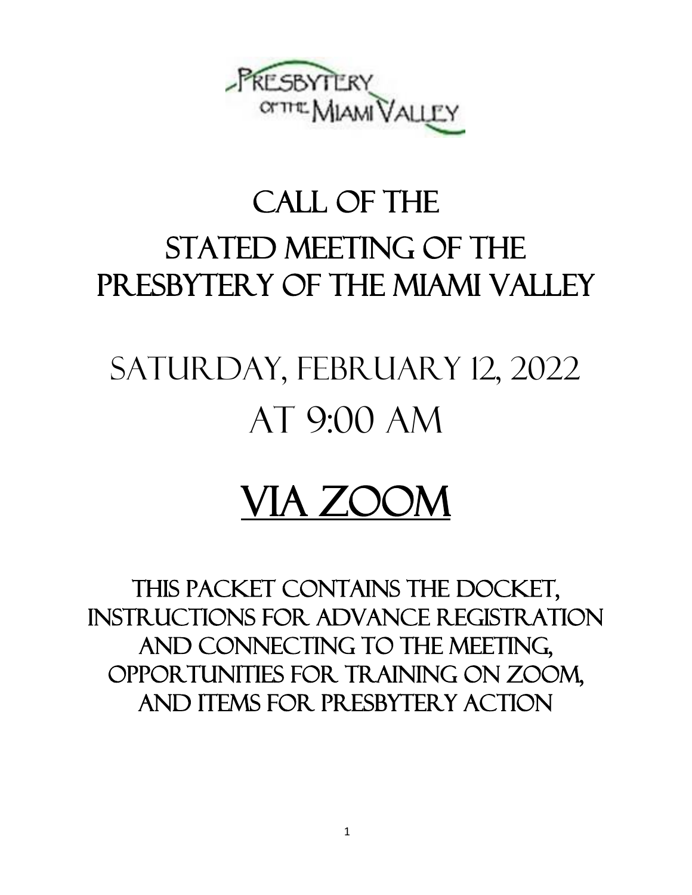Presbytery of the Miami Valley

# Call of the Stated Meeting of the Presbytery of the Miami Valley

# Saturday, February 12, 2022 at 9:00 AM

# VIA ZOOM

This packet contains the docket, instructions for advance registration and connecting to the meeting, opportunities for training on Zoom, and items for Presbytery action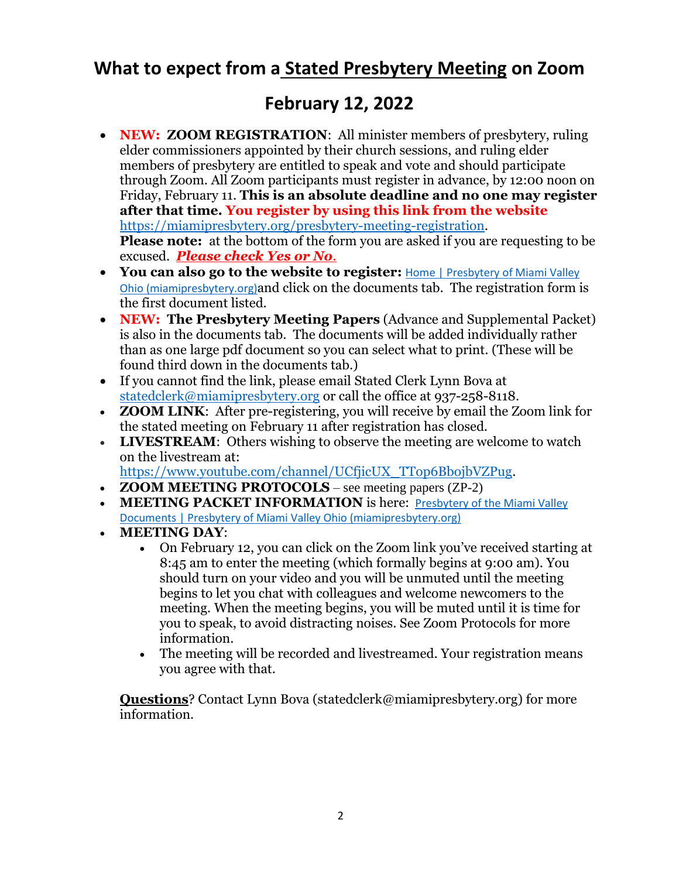# What to expect from a Stated Presbytery Meeting on Zoom

## February 12, 2022

- **NEW: ZOOM REGISTRATION**: All minister members of presbytery, ruling elder commissioners appointed by their church sessions, and ruling elder members of presbytery are entitled to speak and vote and should participate through Zoom. All Zoom participants must register in advance, by 12:00 noon on Friday, February 11. **This is an absolute deadline and no one may register after that time. You register by using this link from the website** https://miamipresbytery.org/presbytery-meeting-registration.
  **Please note:** at the bottom of the form you are asked if you are requesting to be excused. ***Please check Yes or No.***
- **You can also go to the website to register:** Home | Presbytery of Miami Valley Ohio (miamipresbytery.org)and click on the documents tab. The registration form is the first document listed.
- **NEW: The Presbytery Meeting Papers** (Advance and Supplemental Packet) is also in the documents tab. The documents will be added individually rather than as one large pdf document so you can select what to print. (These will be found third down in the documents tab.)
- If you cannot find the link, please email Stated Clerk Lynn Bova at statedclerk@miamipresbytery.org or call the office at 937-258-8118.
- **ZOOM LINK**: After pre-registering, you will receive by email the Zoom link for the stated meeting on February 11 after registration has closed.
- **LIVESTREAM**: Others wishing to observe the meeting are welcome to watch on the livestream at: https://www.youtube.com/channel/UCfjicUX_TTop6BbojbVZPug.
- **ZOOM MEETING PROTOCOLS** – see meeting papers (ZP-2)
- **MEETING PACKET INFORMATION** is here: Presbytery of the Miami Valley Documents | Presbytery of Miami Valley Ohio (miamipresbytery.org)
- **MEETING DAY**:
  - On February 12, you can click on the Zoom link you've received starting at 8:45 am to enter the meeting (which formally begins at 9:00 am). You should turn on your video and you will be unmuted until the meeting begins to let you chat with colleagues and welcome newcomers to the meeting. When the meeting begins, you will be muted until it is time for you to speak, to avoid distracting noises. See Zoom Protocols for more information.
  - The meeting will be recorded and livestreamed. Your registration means you agree with that.

**Questions**? Contact Lynn Bova (statedclerk@miamipresbytery.org) for more information.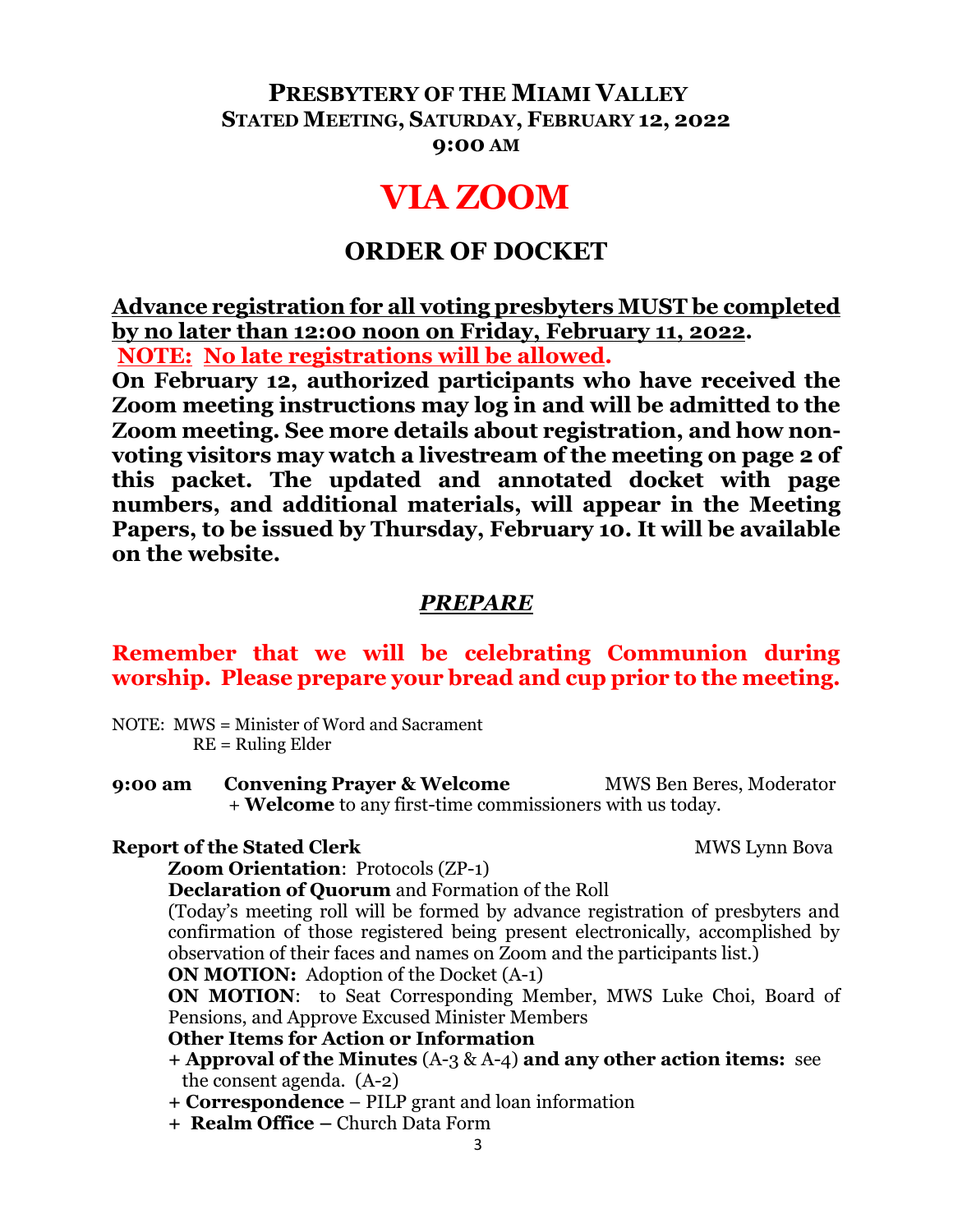# **Presbytery of the Miami Valley**
## **Stated Meeting, Saturday, February 12, 2022**
### **9:00 AM**

# **VIA ZOOM**

## **ORDER OF DOCKET**

**Advance registration for all voting presbyters MUST be completed by no later than 12:00 noon on Friday, February 11, 2022.**
**NOTE: No late registrations will be allowed.**
**On February 12, authorized participants who have received the Zoom meeting instructions may log in and will be admitted to the Zoom meeting. See more details about registration, and how non-voting visitors may watch a livestream of the meeting on page 2 of this packet. The updated and annotated docket with page numbers, and additional materials, will appear in the Meeting Papers, to be issued by Thursday, February 10. It will be available on the website.**

### ***PREPARE***

**Remember that we will be celebrating Communion during worship. Please prepare your bread and cup prior to the meeting.**

NOTE: MWS = Minister of Word and Sacrament
RE = Ruling Elder

**9:00 am Convening Prayer & Welcome** — MWS Ben Beres, Moderator
+ **Welcome** to any first-time commissioners with us today.

**Report of the Stated Clerk** — MWS Lynn Bova

**Zoom Orientation**: Protocols (ZP-1)

**Declaration of Quorum** and Formation of the Roll
(Today's meeting roll will be formed by advance registration of presbyters and confirmation of those registered being present electronically, accomplished by observation of their faces and names on Zoom and the participants list.)

**ON MOTION:** Adoption of the Docket (A-1)

**ON MOTION**: to Seat Corresponding Member, MWS Luke Choi, Board of Pensions, and Approve Excused Minister Members

**Other Items for Action or Information**
- + **Approval of the Minutes** (A-3 & A-4) **and any other action items:** see the consent agenda. (A-2)
- + **Correspondence** – PILP grant and loan information
- + **Realm Office –** Church Data Form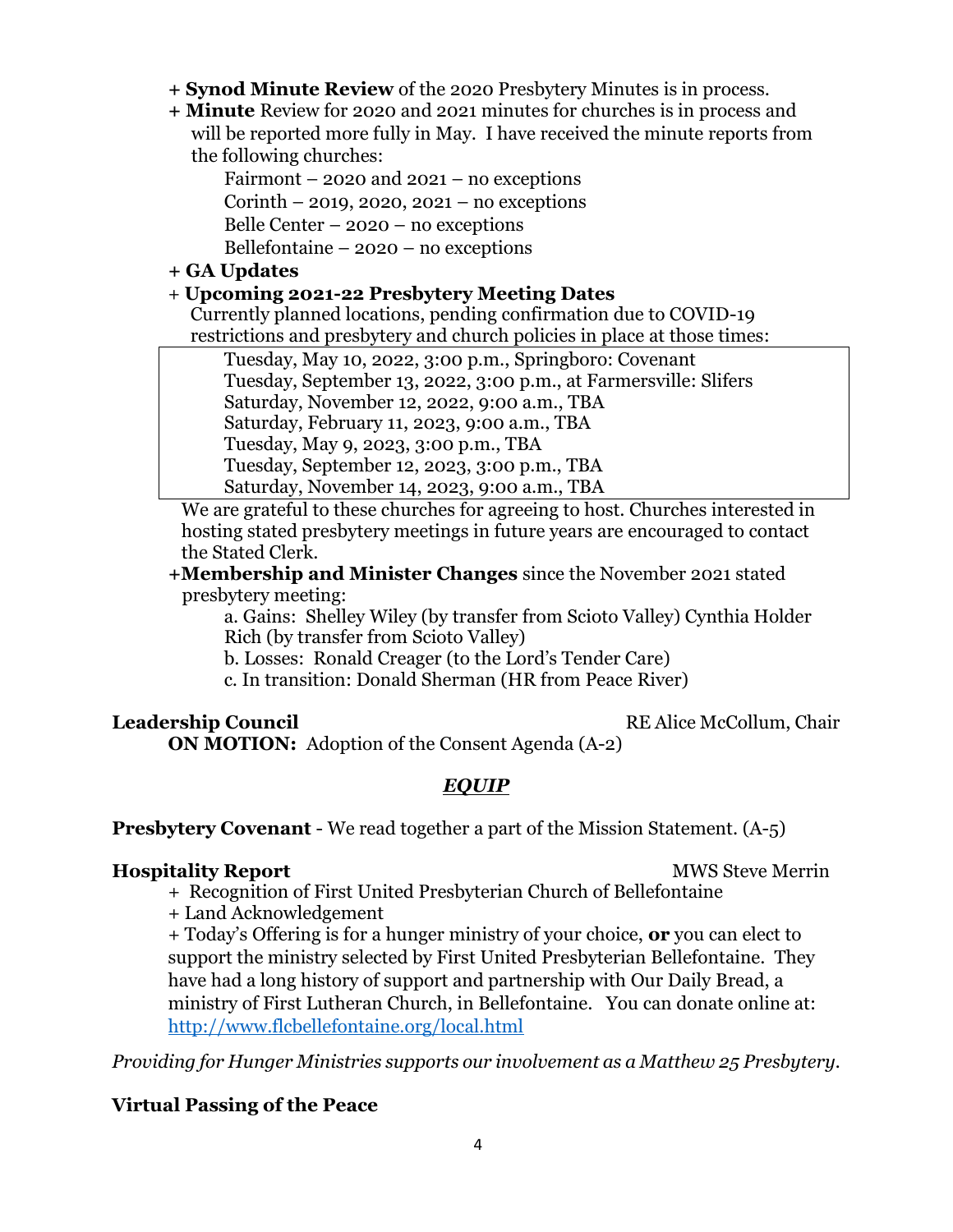+ **Synod Minute Review** of the 2020 Presbytery Minutes is in process.

+ **Minute** Review for 2020 and 2021 minutes for churches is in process and will be reported more fully in May. I have received the minute reports from the following churches:

    Fairmont – 2020 and 2021 – no exceptions
    Corinth – 2019, 2020, 2021 – no exceptions
    Belle Center – 2020 – no exceptions
    Bellefontaine – 2020 – no exceptions

+ **GA Updates**

+ **Upcoming 2021-22 Presbytery Meeting Dates**
Currently planned locations, pending confirmation due to COVID-19 restrictions and presbytery and church policies in place at those times:

    Tuesday, May 10, 2022, 3:00 p.m., Springboro: Covenant
    Tuesday, September 13, 2022, 3:00 p.m., at Farmersville: Slifers
    Saturday, November 12, 2022, 9:00 a.m., TBA
    Saturday, February 11, 2023, 9:00 a.m., TBA
    Tuesday, May 9, 2023, 3:00 p.m., TBA
    Tuesday, September 12, 2023, 3:00 p.m., TBA
    Saturday, November 14, 2023, 9:00 a.m., TBA

We are grateful to these churches for agreeing to host. Churches interested in hosting stated presbytery meetings in future years are encouraged to contact the Stated Clerk.

+**Membership and Minister Changes** since the November 2021 stated presbytery meeting:

a. Gains: Shelley Wiley (by transfer from Scioto Valley) Cynthia Holder Rich (by transfer from Scioto Valley)
b. Losses: Ronald Creager (to the Lord's Tender Care)
c. In transition: Donald Sherman (HR from Peace River)

**Leadership Council** RE Alice McCollum, Chair

**ON MOTION:** Adoption of the Consent Agenda (A-2)

## ***EQUIP***

**Presbytery Covenant** - We read together a part of the Mission Statement. (A-5)

**Hospitality Report** MWS Steve Merrin

+ Recognition of First United Presbyterian Church of Bellefontaine
+ Land Acknowledgement
+ Today's Offering is for a hunger ministry of your choice, **or** you can elect to support the ministry selected by First United Presbyterian Bellefontaine. They have had a long history of support and partnership with Our Daily Bread, a ministry of First Lutheran Church, in Bellefontaine. You can donate online at: http://www.flcbellefontaine.org/local.html

*Providing for Hunger Ministries supports our involvement as a Matthew 25 Presbytery.*

**Virtual Passing of the Peace**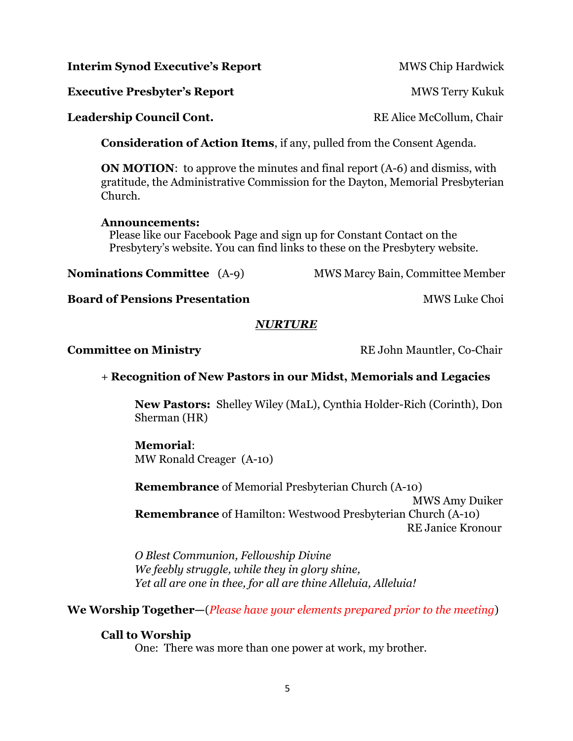**Interim Synod Executive's Report** MWS Chip Hardwick

**Executive Presbyter's Report** MWS Terry Kukuk

**Leadership Council Cont.** RE Alice McCollum, Chair

**Consideration of Action Items**, if any, pulled from the Consent Agenda.

**ON MOTION**: to approve the minutes and final report (A-6) and dismiss, with gratitude, the Administrative Commission for the Dayton, Memorial Presbyterian Church.

**Announcements:**
Please like our Facebook Page and sign up for Constant Contact on the Presbytery's website. You can find links to these on the Presbytery website.

**Nominations Committee** (A-9) MWS Marcy Bain, Committee Member

**Board of Pensions Presentation** MWS Luke Choi

***NURTURE***

**Committee on Ministry** RE John Mauntler, Co-Chair

\+ **Recognition of New Pastors in our Midst, Memorials and Legacies**

**New Pastors:** Shelley Wiley (MaL), Cynthia Holder-Rich (Corinth), Don Sherman (HR)

**Memorial**:
MW Ronald Creager (A-10)

**Remembrance** of Memorial Presbyterian Church (A-10)
MWS Amy Duiker

**Remembrance** of Hamilton: Westwood Presbyterian Church (A-10)
RE Janice Kronour

*O Blest Communion, Fellowship Divine*
*We feebly struggle, while they in glory shine,*
*Yet all are one in thee, for all are thine Alleluia, Alleluia!*

**We Worship Together—**(*Please have your elements prepared prior to the meeting*)

**Call to Worship**
One: There was more than one power at work, my brother.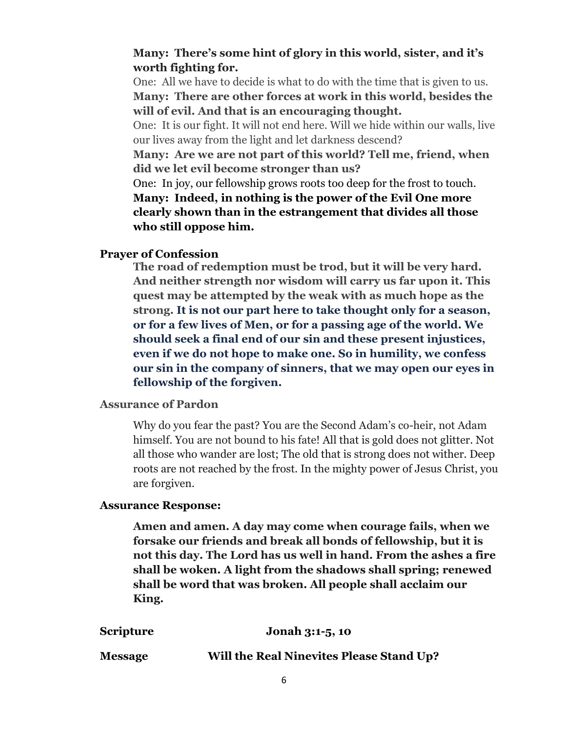**Many: There's some hint of glory in this world, sister, and it's worth fighting for.**

One: All we have to decide is what to do with the time that is given to us.

**Many: There are other forces at work in this world, besides the will of evil. And that is an encouraging thought.**

One: It is our fight. It will not end here. Will we hide within our walls, live our lives away from the light and let darkness descend?

**Many: Are we are not part of this world? Tell me, friend, when did we let evil become stronger than us?**

One: In joy, our fellowship grows roots too deep for the frost to touch.

**Many: Indeed, in nothing is the power of the Evil One more clearly shown than in the estrangement that divides all those who still oppose him.**

**Prayer of Confession**

**The road of redemption must be trod, but it will be very hard. And neither strength nor wisdom will carry us far upon it. This quest may be attempted by the weak with as much hope as the strong. It is not our part here to take thought only for a season, or for a few lives of Men, or for a passing age of the world. We should seek a final end of our sin and these present injustices, even if we do not hope to make one. So in humility, we confess our sin in the company of sinners, that we may open our eyes in fellowship of the forgiven.**

**Assurance of Pardon**

Why do you fear the past? You are the Second Adam's co-heir, not Adam himself. You are not bound to his fate! All that is gold does not glitter. Not all those who wander are lost; The old that is strong does not wither. Deep roots are not reached by the frost. In the mighty power of Jesus Christ, you are forgiven.

**Assurance Response:**

**Amen and amen. A day may come when courage fails, when we forsake our friends and break all bonds of fellowship, but it is not this day. The Lord has us well in hand. From the ashes a fire shall be woken. A light from the shadows shall spring; renewed shall be word that was broken. All people shall acclaim our King.**

**Scripture** **Jonah 3:1-5, 10**

**Message** **Will the Real Ninevites Please Stand Up?**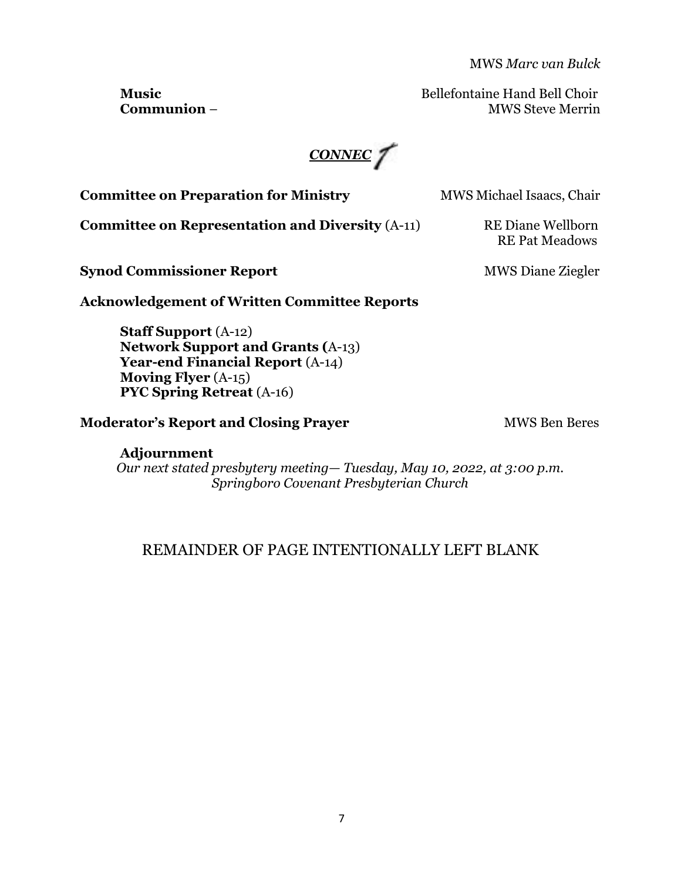MWS *Marc van Bulck*

**Music** Bellefontaine Hand Bell Choir

**Communion** – MWS Steve Merrin

***CONNEC***

**Committee on Preparation for Ministry** MWS Michael Isaacs, Chair

**Committee on Representation and Diversity** (A-11) RE Diane Wellborn
RE Pat Meadows

**Synod Commissioner Report** MWS Diane Ziegler

**Acknowledgement of Written Committee Reports**

**Staff Support** (A-12)
**Network Support and Grants (**A-13)
**Year-end Financial Report** (A-14)
**Moving Flyer** (A-15)
**PYC Spring Retreat** (A-16)

**Moderator's Report and Closing Prayer** MWS Ben Beres

**Adjournment**
*Our next stated presbytery meeting— Tuesday, May 10, 2022, at 3:00 p.m.*
*Springboro Covenant Presbyterian Church*

REMAINDER OF PAGE INTENTIONALLY LEFT BLANK